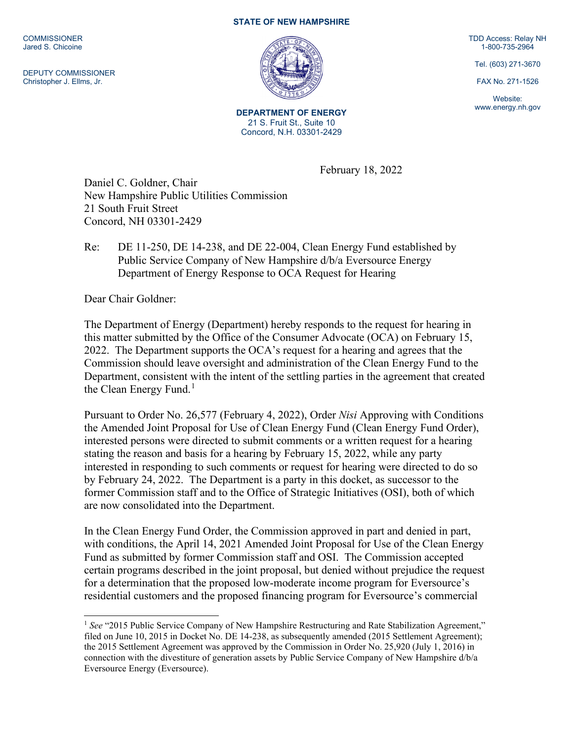**STATE OF NEW HAMPSHIRE**

COMMISSIONER
Jared S. Chicoine

DEPUTY COMMISSIONER
Christopher J. Ellms, Jr.

**DEPARTMENT OF ENERGY**
21 S. Fruit St., Suite 10
Concord, N.H. 03301-2429

TDD Access: Relay NH
1-800-735-2964

Tel. (603) 271-3670

FAX No. 271-1526

Website:
www.energy.nh.gov

February 18, 2022

Daniel C. Goldner, Chair
New Hampshire Public Utilities Commission
21 South Fruit Street
Concord, NH 03301-2429

Re: DE 11-250, DE 14-238, and DE 22-004, Clean Energy Fund established by Public Service Company of New Hampshire d/b/a Eversource Energy
Department of Energy Response to OCA Request for Hearing

Dear Chair Goldner:

The Department of Energy (Department) hereby responds to the request for hearing in this matter submitted by the Office of the Consumer Advocate (OCA) on February 15, 2022. The Department supports the OCA's request for a hearing and agrees that the Commission should leave oversight and administration of the Clean Energy Fund to the Department, consistent with the intent of the settling parties in the agreement that created the Clean Energy Fund.[1]

Pursuant to Order No. 26,577 (February 4, 2022), Order *Nisi* Approving with Conditions the Amended Joint Proposal for Use of Clean Energy Fund (Clean Energy Fund Order), interested persons were directed to submit comments or a written request for a hearing stating the reason and basis for a hearing by February 15, 2022, while any party interested in responding to such comments or request for hearing were directed to do so by February 24, 2022. The Department is a party in this docket, as successor to the former Commission staff and to the Office of Strategic Initiatives (OSI), both of which are now consolidated into the Department.

In the Clean Energy Fund Order, the Commission approved in part and denied in part, with conditions, the April 14, 2021 Amended Joint Proposal for Use of the Clean Energy Fund as submitted by former Commission staff and OSI. The Commission accepted certain programs described in the joint proposal, but denied without prejudice the request for a determination that the proposed low-moderate income program for Eversource's residential customers and the proposed financing program for Eversource's commercial

[1] *See* "2015 Public Service Company of New Hampshire Restructuring and Rate Stabilization Agreement," filed on June 10, 2015 in Docket No. DE 14-238, as subsequently amended (2015 Settlement Agreement); the 2015 Settlement Agreement was approved by the Commission in Order No. 25,920 (July 1, 2016) in connection with the divestiture of generation assets by Public Service Company of New Hampshire d/b/a Eversource Energy (Eversource).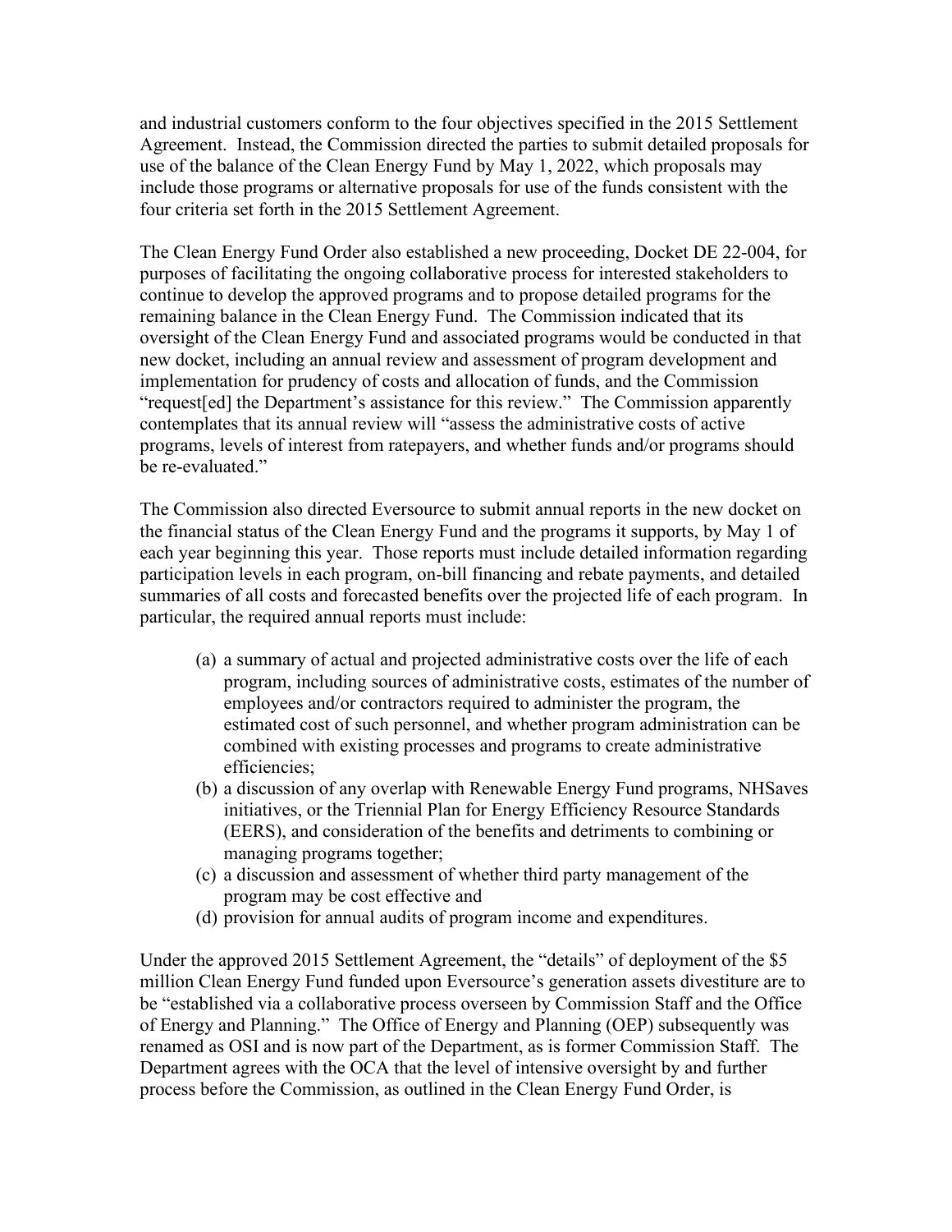and industrial customers conform to the four objectives specified in the 2015 Settlement Agreement. Instead, the Commission directed the parties to submit detailed proposals for use of the balance of the Clean Energy Fund by May 1, 2022, which proposals may include those programs or alternative proposals for use of the funds consistent with the four criteria set forth in the 2015 Settlement Agreement.

The Clean Energy Fund Order also established a new proceeding, Docket DE 22-004, for purposes of facilitating the ongoing collaborative process for interested stakeholders to continue to develop the approved programs and to propose detailed programs for the remaining balance in the Clean Energy Fund. The Commission indicated that its oversight of the Clean Energy Fund and associated programs would be conducted in that new docket, including an annual review and assessment of program development and implementation for prudency of costs and allocation of funds, and the Commission "request[ed] the Department's assistance for this review." The Commission apparently contemplates that its annual review will "assess the administrative costs of active programs, levels of interest from ratepayers, and whether funds and/or programs should be re-evaluated."

The Commission also directed Eversource to submit annual reports in the new docket on the financial status of the Clean Energy Fund and the programs it supports, by May 1 of each year beginning this year. Those reports must include detailed information regarding participation levels in each program, on-bill financing and rebate payments, and detailed summaries of all costs and forecasted benefits over the projected life of each program. In particular, the required annual reports must include:

(a) a summary of actual and projected administrative costs over the life of each program, including sources of administrative costs, estimates of the number of employees and/or contractors required to administer the program, the estimated cost of such personnel, and whether program administration can be combined with existing processes and programs to create administrative efficiencies;
(b) a discussion of any overlap with Renewable Energy Fund programs, NHSaves initiatives, or the Triennial Plan for Energy Efficiency Resource Standards (EERS), and consideration of the benefits and detriments to combining or managing programs together;
(c) a discussion and assessment of whether third party management of the program may be cost effective and
(d) provision for annual audits of program income and expenditures.

Under the approved 2015 Settlement Agreement, the "details" of deployment of the $5 million Clean Energy Fund funded upon Eversource's generation assets divestiture are to be "established via a collaborative process overseen by Commission Staff and the Office of Energy and Planning." The Office of Energy and Planning (OEP) subsequently was renamed as OSI and is now part of the Department, as is former Commission Staff. The Department agrees with the OCA that the level of intensive oversight by and further process before the Commission, as outlined in the Clean Energy Fund Order, is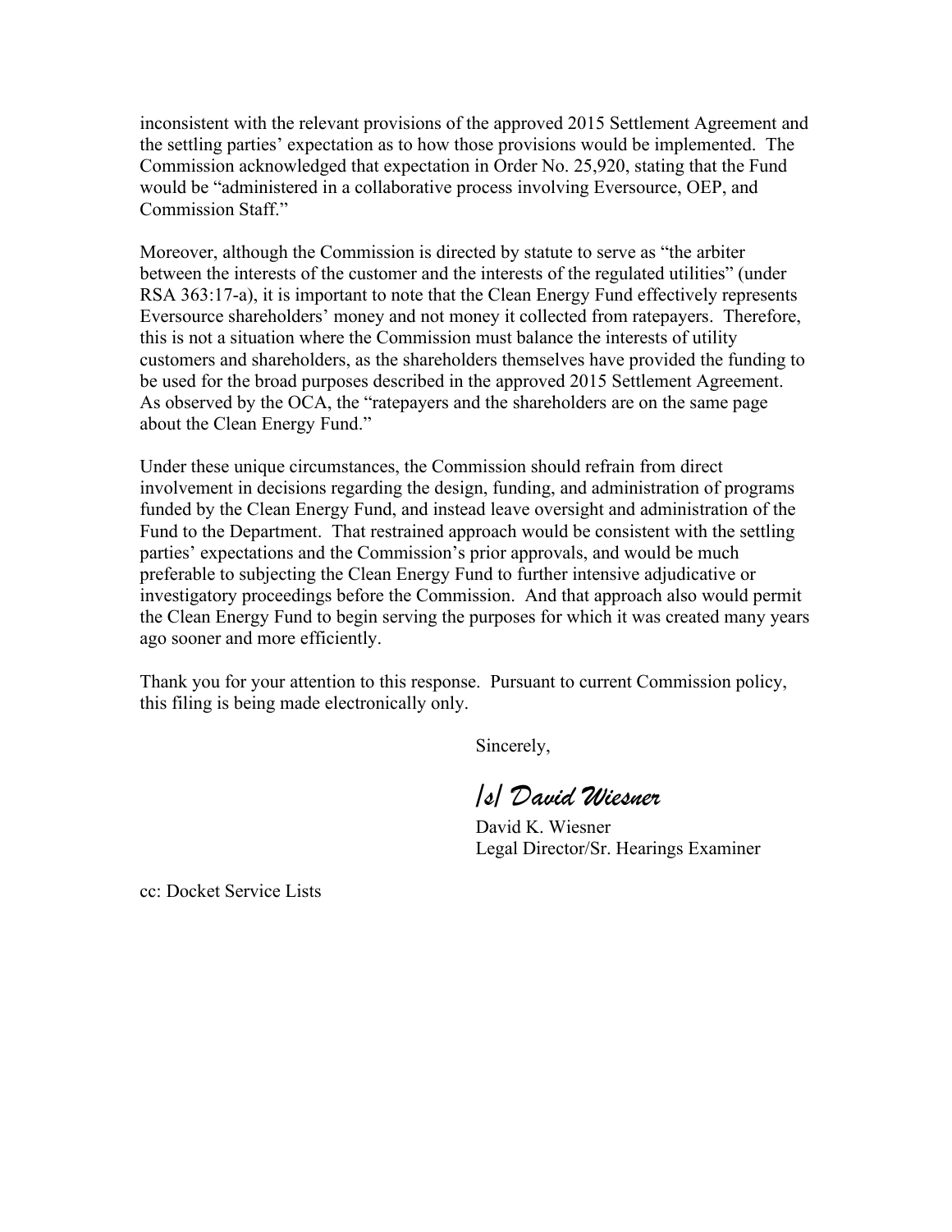inconsistent with the relevant provisions of the approved 2015 Settlement Agreement and the settling parties' expectation as to how those provisions would be implemented. The Commission acknowledged that expectation in Order No. 25,920, stating that the Fund would be "administered in a collaborative process involving Eversource, OEP, and Commission Staff."

Moreover, although the Commission is directed by statute to serve as "the arbiter between the interests of the customer and the interests of the regulated utilities" (under RSA 363:17-a), it is important to note that the Clean Energy Fund effectively represents Eversource shareholders' money and not money it collected from ratepayers. Therefore, this is not a situation where the Commission must balance the interests of utility customers and shareholders, as the shareholders themselves have provided the funding to be used for the broad purposes described in the approved 2015 Settlement Agreement. As observed by the OCA, the "ratepayers and the shareholders are on the same page about the Clean Energy Fund."

Under these unique circumstances, the Commission should refrain from direct involvement in decisions regarding the design, funding, and administration of programs funded by the Clean Energy Fund, and instead leave oversight and administration of the Fund to the Department. That restrained approach would be consistent with the settling parties' expectations and the Commission's prior approvals, and would be much preferable to subjecting the Clean Energy Fund to further intensive adjudicative or investigatory proceedings before the Commission. And that approach also would permit the Clean Energy Fund to begin serving the purposes for which it was created many years ago sooner and more efficiently.

Thank you for your attention to this response. Pursuant to current Commission policy, this filing is being made electronically only.

Sincerely,

*/s/ David Wiesner*

David K. Wiesner
Legal Director/Sr. Hearings Examiner

cc: Docket Service Lists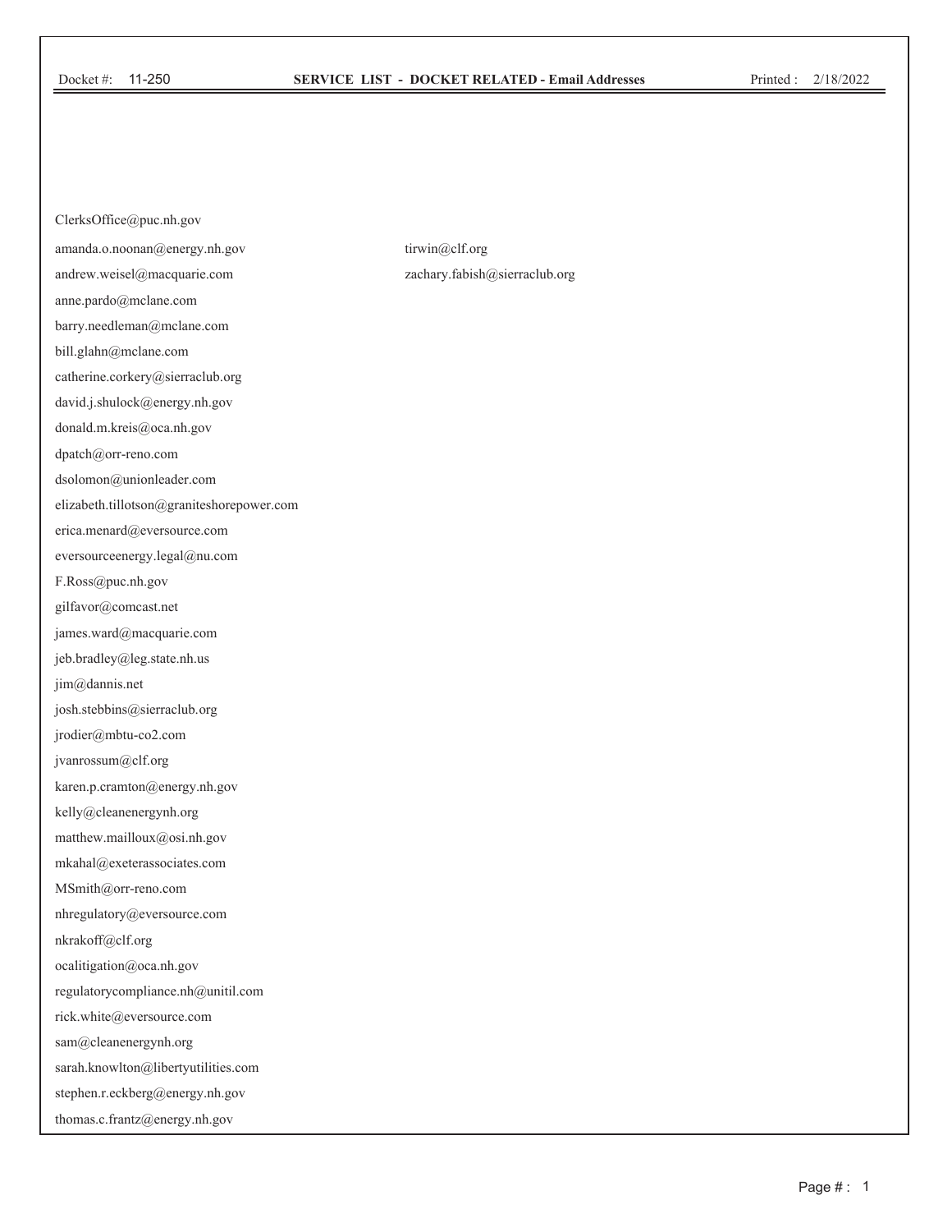Docket #: 11-250 **SERVICE LIST - DOCKET RELATED - Email Addresses** Printed : 2/18/2022

ClerksOffice@puc.nh.gov

amanda.o.noonan@energy.nh.gov

andrew.weisel@macquarie.com

anne.pardo@mclane.com

barry.needleman@mclane.com

bill.glahn@mclane.com

catherine.corkery@sierraclub.org

david.j.shulock@energy.nh.gov

donald.m.kreis@oca.nh.gov

dpatch@orr-reno.com

dsolomon@unionleader.com

elizabeth.tillotson@graniteshorepower.com

erica.menard@eversource.com

eversourceenergy.legal@nu.com

F.Ross@puc.nh.gov

gilfavor@comcast.net

james.ward@macquarie.com

jeb.bradley@leg.state.nh.us

jim@dannis.net

josh.stebbins@sierraclub.org

jrodier@mbtu-co2.com

jvanrossum@clf.org

karen.p.cramton@energy.nh.gov

kelly@cleanenergynh.org

matthew.mailloux@osi.nh.gov

mkahal@exeterassociates.com

MSmith@orr-reno.com

nhregulatory@eversource.com

nkrakoff@clf.org

ocalitigation@oca.nh.gov

regulatorycompliance.nh@unitil.com

rick.white@eversource.com

sam@cleanenergynh.org

sarah.knowlton@libertyutilities.com

stephen.r.eckberg@energy.nh.gov

thomas.c.frantz@energy.nh.gov

tirwin@clf.org

zachary.fabish@sierraclub.org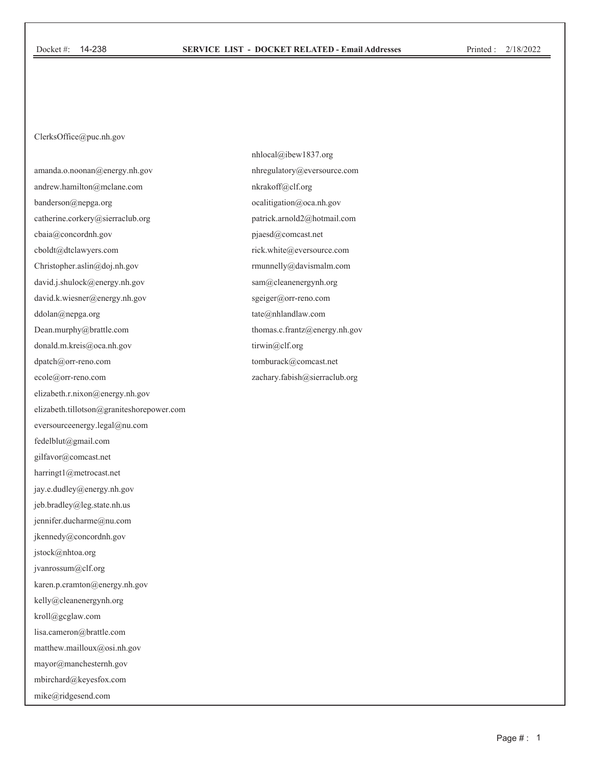Docket #: 14-238 **SERVICE LIST - DOCKET RELATED - Email Addresses** Printed : 2/18/2022

ClerksOffice@puc.nh.gov

amanda.o.noonan@energy.nh.gov
andrew.hamilton@mclane.com
banderson@nepga.org
catherine.corkery@sierraclub.org
cbaia@concordnh.gov
cboldt@dtclawyers.com
Christopher.aslin@doj.nh.gov
david.j.shulock@energy.nh.gov
david.k.wiesner@energy.nh.gov
ddolan@nepga.org
Dean.murphy@brattle.com
donald.m.kreis@oca.nh.gov
dpatch@orr-reno.com
ecole@orr-reno.com
elizabeth.r.nixon@energy.nh.gov
elizabeth.tillotson@graniteshorepower.com
eversourceenergy.legal@nu.com
fedelblut@gmail.com
gilfavor@comcast.net
harringt1@metrocast.net
jay.e.dudley@energy.nh.gov
jeb.bradley@leg.state.nh.us
jennifer.ducharme@nu.com
jkennedy@concordnh.gov
jstock@nhtoa.org
jvanrossum@clf.org
karen.p.cramton@energy.nh.gov
kelly@cleanenergynh.org
kroll@gcglaw.com
lisa.cameron@brattle.com
matthew.mailloux@osi.nh.gov
mayor@manchesternh.gov
mbirchard@keyesfox.com
mike@ridgesend.com
nhlocal@ibew1837.org
nhregulatory@eversource.com
nkrakoff@clf.org
ocalitigation@oca.nh.gov
patrick.arnold2@hotmail.com
pjaesd@comcast.net
rick.white@eversource.com
rmunnelly@davismalm.com
sam@cleanenergynh.org
sgeiger@orr-reno.com
tate@nhlandlaw.com
thomas.c.frantz@energy.nh.gov
tirwin@clf.org
tomburack@comcast.net
zachary.fabish@sierraclub.org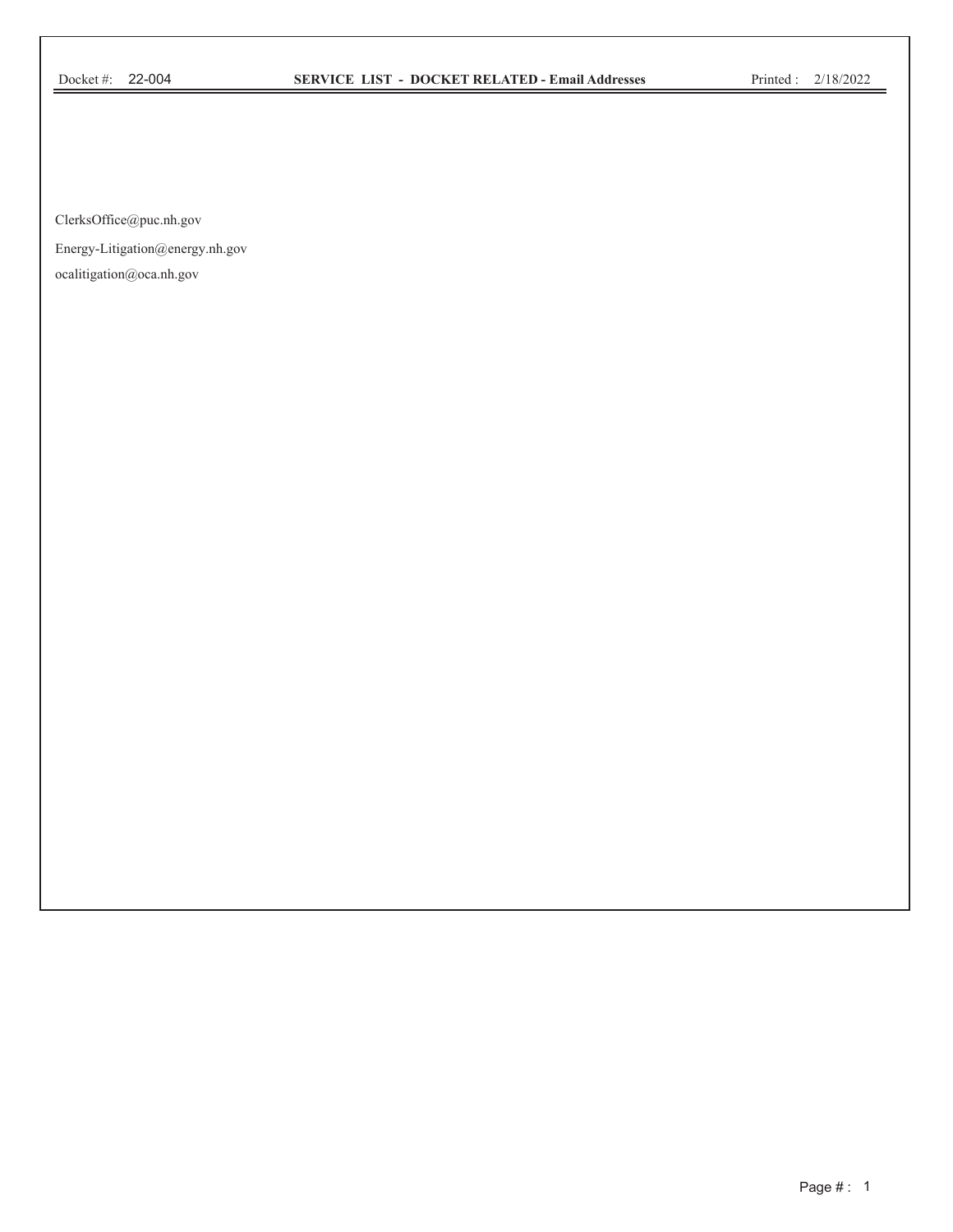Docket #: 22-004 **SERVICE LIST - DOCKET RELATED - Email Addresses** Printed : 2/18/2022

ClerksOffice@puc.nh.gov

Energy-Litigation@energy.nh.gov

ocalitigation@oca.nh.gov